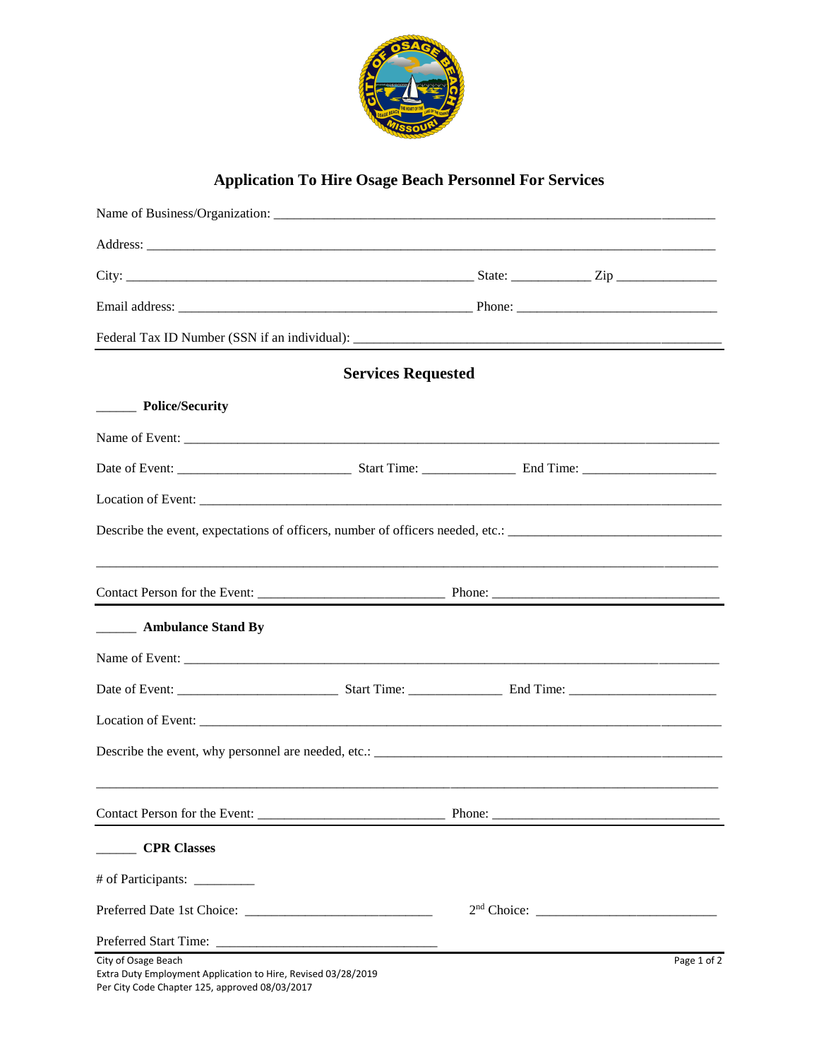# Application To Hire Osage Beach Personnel For Services

Name of Business/Organization: ___________________________________________________________

Address: ________________________________________________________________________

City: ______________________________________________ State: ___________ Zip _______________

Email address: _______________________________________ Phone: ___________________________

Federal Tax ID Number (SSN if an individual): ________________________________________________

## Services Requested

______ **Police/Security**

Name of Event: __________________________________________________________________________

Date of Event: _________________________ Start Time: ______________ End Time: ____________________

Location of Event: ________________________________________________________________________

Describe the event, expectations of officers, number of officers needed, etc.: ______________________________

__________________________________________________________________________________________

Contact Person for the Event: ___________________________ Phone: _________________________________

______ **Ambulance Stand By**

Name of Event: __________________________________________________________________________

Date of Event: _______________________ Start Time: ______________ End Time: ______________________

Location of Event: ________________________________________________________________________

Describe the event, why personnel are needed, etc.: _____________________________________________________

__________________________________________________________________________________________

Contact Person for the Event: ___________________________ Phone: _________________________________

______ **CPR Classes**

\# of Participants: _________

Preferred Date 1st Choice: ___________________________ 2nd Choice: ___________________________

Preferred Start Time: ________________________________

City of Osage Beach
Extra Duty Employment Application to Hire, Revised 03/28/2019
Per City Code Chapter 125, approved 08/03/2017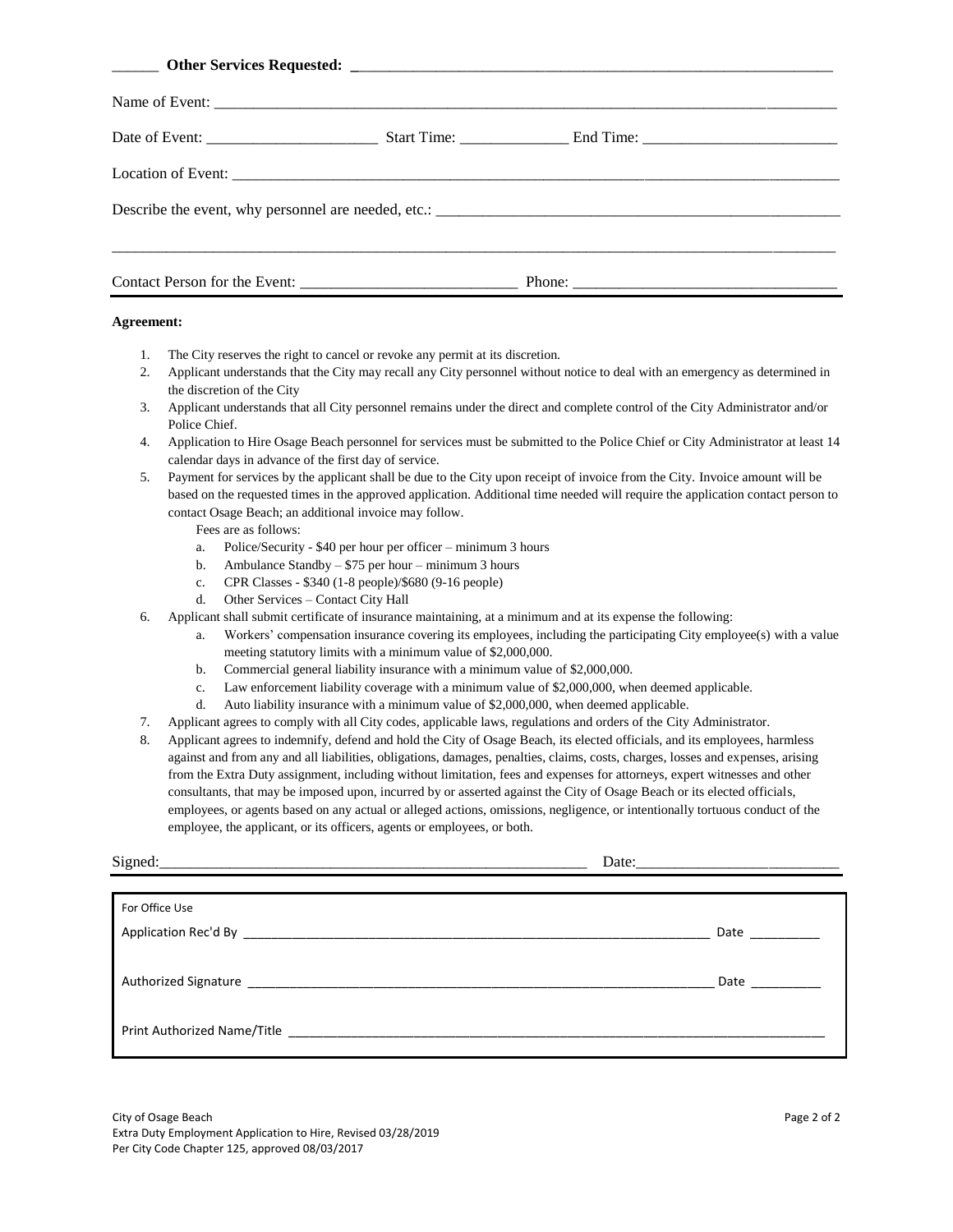\_\_\_\_\_\_ **Other Services Requested:** \_\_\_\_\_\_\_\_\_\_\_\_\_\_\_\_\_\_\_\_\_\_\_\_\_\_\_\_\_\_\_\_\_\_\_\_\_\_\_\_\_\_\_\_\_\_\_\_\_\_\_\_\_\_\_\_\_\_\_\_\_\_

Name of Event: \_\_\_\_\_\_\_\_\_\_\_\_\_\_\_\_\_\_\_\_\_\_\_\_\_\_\_\_\_\_\_\_\_\_\_\_\_\_\_\_\_\_\_\_\_\_\_\_\_\_\_\_\_\_\_\_\_\_\_\_\_\_\_\_\_\_\_\_\_\_\_\_\_\_\_\_\_\_\_\_

Date of Event: \_\_\_\_\_\_\_\_\_\_\_\_\_\_\_\_\_\_\_\_\_\_ Start Time: \_\_\_\_\_\_\_\_\_\_\_\_\_\_ End Time: \_\_\_\_\_\_\_\_\_\_\_\_\_\_\_\_\_\_\_\_\_\_\_\_\_

Location of Event: \_\_\_\_\_\_\_\_\_\_\_\_\_\_\_\_\_\_\_\_\_\_\_\_\_\_\_\_\_\_\_\_\_\_\_\_\_\_\_\_\_\_\_\_\_\_\_\_\_\_\_\_\_\_\_\_\_\_\_\_\_\_\_\_\_\_\_\_\_\_\_\_\_\_\_\_\_\_

Describe the event, why personnel are needed, etc.: \_\_\_\_\_\_\_\_\_\_\_\_\_\_\_\_\_\_\_\_\_\_\_\_\_\_\_\_\_\_\_\_\_\_\_\_\_\_\_\_\_\_\_\_\_\_\_\_\_\_\_

\_\_\_\_\_\_\_\_\_\_\_\_\_\_\_\_\_\_\_\_\_\_\_\_\_\_\_\_\_\_\_\_\_\_\_\_\_\_\_\_\_\_\_\_\_\_\_\_\_\_\_\_\_\_\_\_\_\_\_\_\_\_\_\_\_\_\_\_\_\_\_\_\_\_\_\_\_\_\_\_\_\_\_\_\_\_\_\_\_\_\_\_

Contact Person for the Event: \_\_\_\_\_\_\_\_\_\_\_\_\_\_\_\_\_\_\_\_\_\_\_\_\_\_\_\_ Phone: \_\_\_\_\_\_\_\_\_\_\_\_\_\_\_\_\_\_\_\_\_\_\_\_\_\_\_\_\_\_\_\_\_

**Agreement:**

1. The City reserves the right to cancel or revoke any permit at its discretion.
2. Applicant understands that the City may recall any City personnel without notice to deal with an emergency as determined in the discretion of the City
3. Applicant understands that all City personnel remains under the direct and complete control of the City Administrator and/or Police Chief.
4. Application to Hire Osage Beach personnel for services must be submitted to the Police Chief or City Administrator at least 14 calendar days in advance of the first day of service.
5. Payment for services by the applicant shall be due to the City upon receipt of invoice from the City. Invoice amount will be based on the requested times in the approved application. Additional time needed will require the application contact person to contact Osage Beach; an additional invoice may follow.
   Fees are as follows:
   a. Police/Security - $40 per hour per officer – minimum 3 hours
   b. Ambulance Standby – $75 per hour – minimum 3 hours
   c. CPR Classes - $340 (1-8 people)/$680 (9-16 people)
   d. Other Services – Contact City Hall
6. Applicant shall submit certificate of insurance maintaining, at a minimum and at its expense the following:
   a. Workers' compensation insurance covering its employees, including the participating City employee(s) with a value meeting statutory limits with a minimum value of $2,000,000.
   b. Commercial general liability insurance with a minimum value of $2,000,000.
   c. Law enforcement liability coverage with a minimum value of $2,000,000, when deemed applicable.
   d. Auto liability insurance with a minimum value of $2,000,000, when deemed applicable.
7. Applicant agrees to comply with all City codes, applicable laws, regulations and orders of the City Administrator.
8. Applicant agrees to indemnify, defend and hold the City of Osage Beach, its elected officials, and its employees, harmless against and from any and all liabilities, obligations, damages, penalties, claims, costs, charges, losses and expenses, arising from the Extra Duty assignment, including without limitation, fees and expenses for attorneys, expert witnesses and other consultants, that may be imposed upon, incurred by or asserted against the City of Osage Beach or its elected officials, employees, or agents based on any actual or alleged actions, omissions, negligence, or intentionally tortuous conduct of the employee, the applicant, or its officers, agents or employees, or both.

Signed:\_\_\_\_\_\_\_\_\_\_\_\_\_\_\_\_\_\_\_\_\_\_\_\_\_\_\_\_\_\_\_\_\_\_\_\_\_\_\_\_\_\_\_\_\_\_\_\_\_\_\_\_\_\_\_\_ Date:\_\_\_\_\_\_\_\_\_\_\_\_\_\_\_\_\_\_\_\_\_\_\_\_\_\_

For Office Use

Application Rec'd By \_\_\_\_\_\_\_\_\_\_\_\_\_\_\_\_\_\_\_\_\_\_\_\_\_\_\_\_\_\_\_\_\_\_\_\_\_\_\_\_\_\_\_\_\_\_\_\_\_\_\_\_\_\_\_\_\_\_\_\_\_\_\_\_\_\_ Date \_\_\_\_\_\_\_\_\_\_

Authorized Signature \_\_\_\_\_\_\_\_\_\_\_\_\_\_\_\_\_\_\_\_\_\_\_\_\_\_\_\_\_\_\_\_\_\_\_\_\_\_\_\_\_\_\_\_\_\_\_\_\_\_\_\_\_\_\_\_\_\_\_\_\_\_\_\_\_\_ Date \_\_\_\_\_\_\_\_\_\_

Print Authorized Name/Title \_\_\_\_\_\_\_\_\_\_\_\_\_\_\_\_\_\_\_\_\_\_\_\_\_\_\_\_\_\_\_\_\_\_\_\_\_\_\_\_\_\_\_\_\_\_\_\_\_\_\_\_\_\_\_\_\_\_\_\_\_\_\_\_\_\_\_\_\_\_\_\_\_\_\_\_

City of Osage Beach
Extra Duty Employment Application to Hire, Revised 03/28/2019
Per City Code Chapter 125, approved 08/03/2017